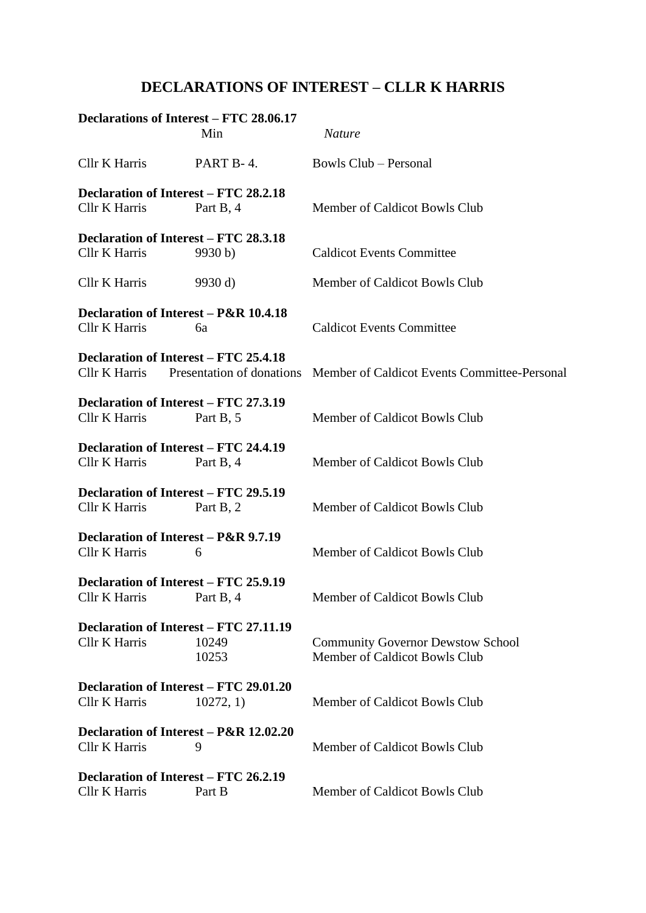# DECLARATIONS OF INTEREST – CLLR K HARRIS

**Declarations of Interest – FTC 28.06.17**

| | Min | *Nature* |
|---|---|---|
| Cllr K Harris | PART B- 4. | Bowls Club – Personal |

**Declaration of Interest – FTC 28.2.18**

| | | |
|---|---|---|
| Cllr K Harris | Part B, 4 | Member of Caldicot Bowls Club |

**Declaration of Interest – FTC 28.3.18**

| | | |
|---|---|---|
| Cllr K Harris | 9930 b) | Caldicot Events Committee |
| Cllr K Harris | 9930 d) | Member of Caldicot Bowls Club |

**Declaration of Interest – P&R 10.4.18**

| | | |
|---|---|---|
| Cllr K Harris | 6a | Caldicot Events Committee |

**Declaration of Interest – FTC 25.4.18**

| | | |
|---|---|---|
| Cllr K Harris | Presentation of donations | Member of Caldicot Events Committee-Personal |

**Declaration of Interest – FTC 27.3.19**

| | | |
|---|---|---|
| Cllr K Harris | Part B, 5 | Member of Caldicot Bowls Club |

**Declaration of Interest – FTC 24.4.19**

| | | |
|---|---|---|
| Cllr K Harris | Part B, 4 | Member of Caldicot Bowls Club |

**Declaration of Interest – FTC 29.5.19**

| | | |
|---|---|---|
| Cllr K Harris | Part B, 2 | Member of Caldicot Bowls Club |

**Declaration of Interest – P&R 9.7.19**

| | | |
|---|---|---|
| Cllr K Harris | 6 | Member of Caldicot Bowls Club |

**Declaration of Interest – FTC 25.9.19**

| | | |
|---|---|---|
| Cllr K Harris | Part B, 4 | Member of Caldicot Bowls Club |

**Declaration of Interest – FTC 27.11.19**

| | | |
|---|---|---|
| Cllr K Harris | 10249 | Community Governor Dewstow School |
| | 10253 | Member of Caldicot Bowls Club |

**Declaration of Interest – FTC 29.01.20**

| | | |
|---|---|---|
| Cllr K Harris | 10272, 1) | Member of Caldicot Bowls Club |

**Declaration of Interest – P&R 12.02.20**

| | | |
|---|---|---|
| Cllr K Harris | 9 | Member of Caldicot Bowls Club |

**Declaration of Interest – FTC 26.2.19**

| | | |
|---|---|---|
| Cllr K Harris | Part B | Member of Caldicot Bowls Club |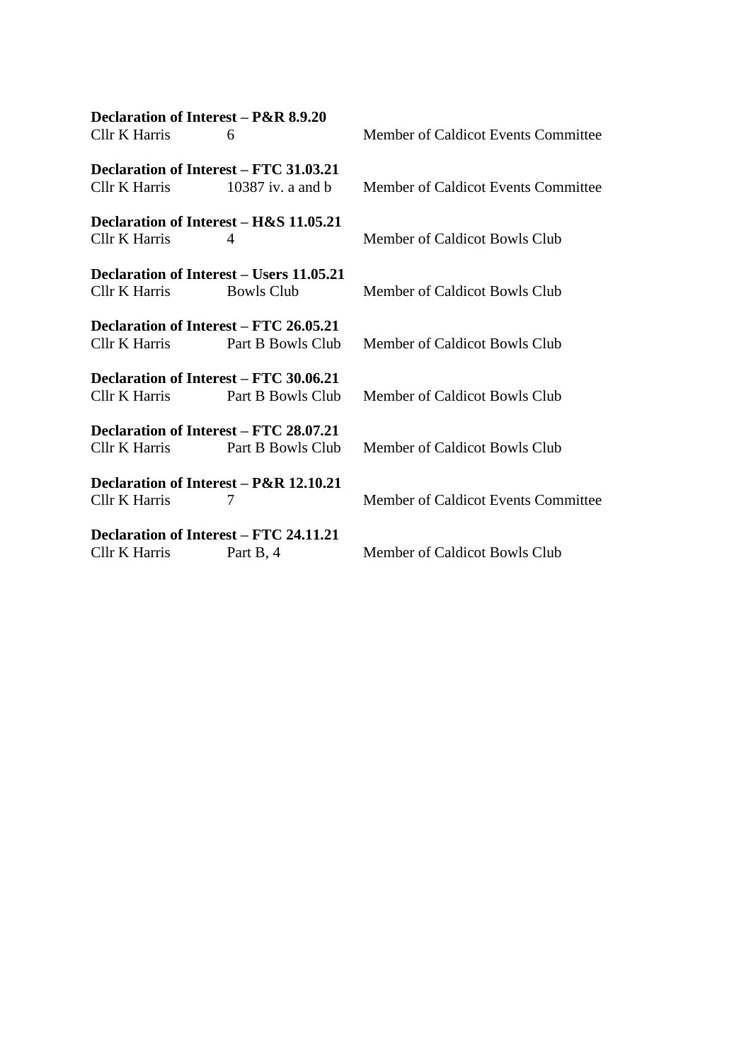**Declaration of Interest – P&R 8.9.20**

| | | |
|---|---|---|
| Cllr K Harris | 6 | Member of Caldicot Events Committee |

**Declaration of Interest – FTC 31.03.21**

| | | |
|---|---|---|
| Cllr K Harris | 10387 iv. a and b | Member of Caldicot Events Committee |

**Declaration of Interest – H&S 11.05.21**

| | | |
|---|---|---|
| Cllr K Harris | 4 | Member of Caldicot Bowls Club |

**Declaration of Interest – Users 11.05.21**

| | | |
|---|---|---|
| Cllr K Harris | Bowls Club | Member of Caldicot Bowls Club |

**Declaration of Interest – FTC 26.05.21**

| | | |
|---|---|---|
| Cllr K Harris | Part B Bowls Club | Member of Caldicot Bowls Club |

**Declaration of Interest – FTC 30.06.21**

| | | |
|---|---|---|
| Cllr K Harris | Part B Bowls Club | Member of Caldicot Bowls Club |

**Declaration of Interest – FTC 28.07.21**

| | | |
|---|---|---|
| Cllr K Harris | Part B Bowls Club | Member of Caldicot Bowls Club |

**Declaration of Interest – P&R 12.10.21**

| | | |
|---|---|---|
| Cllr K Harris | 7 | Member of Caldicot Events Committee |

**Declaration of Interest – FTC 24.11.21**

| | | |
|---|---|---|
| Cllr K Harris | Part B, 4 | Member of Caldicot Bowls Club |